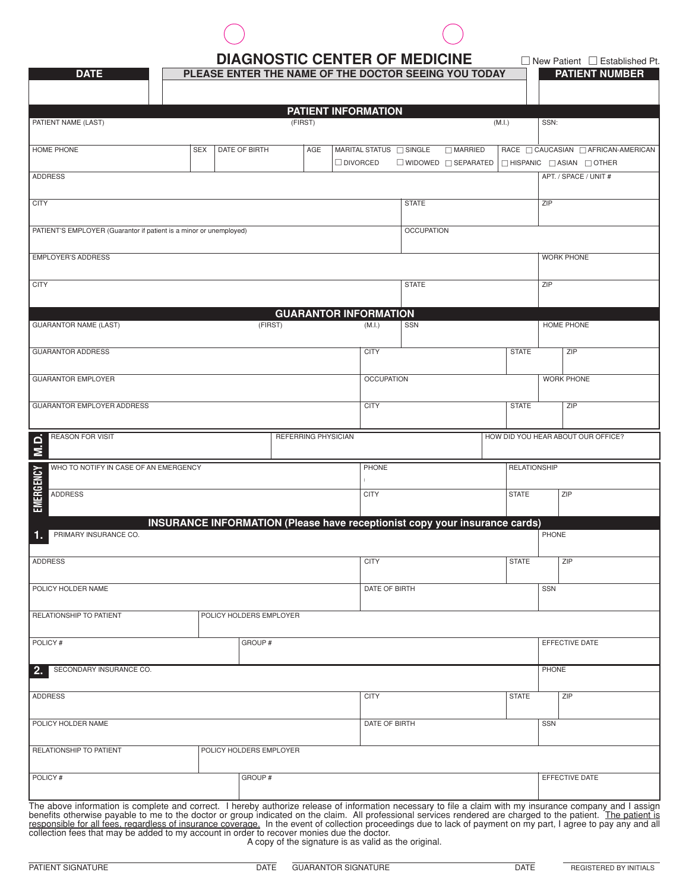# DIAGNOSTIC CENTER OF MEDICINE

☐ New Patient ☐ Established Pt.

| DATE | PLEASE ENTER THE NAME OF THE DOCTOR SEEING YOU TODAY | PATIENT NUMBER |
|---|---|---|
| | | |

## PATIENT INFORMATION

| PATIENT NAME (LAST) | (FIRST) | (M.I.) | SSN: |
|---|---|---|---|
| | | | |

| HOME PHONE | SEX | DATE OF BIRTH | AGE | MARITAL STATUS ☐ SINGLE ☐ MARRIED ☐ DIVORCED ☐ WIDOWED ☐ SEPARATED | RACE ☐ CAUCASIAN ☐ AFRICAN-AMERICAN ☐ HISPANIC ☐ ASIAN ☐ OTHER |
|---|---|---|---|---|---|
| | | | | | |

| ADDRESS | APT. / SPACE / UNIT # |
|---|---|
| | |

| CITY | STATE | ZIP |
|---|---|---|
| | | |

| PATIENT'S EMPLOYER (Guarantor if patient is a minor or unemployed) | OCCUPATION |
|---|---|
| | |

| EMPLOYER'S ADDRESS | WORK PHONE |
|---|---|
| | |

| CITY | STATE | ZIP |
|---|---|---|
| | | |

## GUARANTOR INFORMATION

| GUARANTOR NAME (LAST) | (FIRST) | (M.I.) | SSN | HOME PHONE |
|---|---|---|---|---|
| | | | | |

| GUARANTOR ADDRESS | CITY | STATE | ZIP |
|---|---|---|---|
| | | | |

| GUARANTOR EMPLOYER | OCCUPATION | WORK PHONE |
|---|---|---|
| | | |

| GUARANTOR EMPLOYER ADDRESS | CITY | STATE | ZIP |
|---|---|---|---|
| | | | |

**M.D.**

| REASON FOR VISIT | REFERRING PHYSICIAN | HOW DID YOU HEAR ABOUT OUR OFFICE? |
|---|---|---|
| | | |

**EMERGENCY**

| WHO TO NOTIFY IN CASE OF AN EMERGENCY | PHONE | RELATIONSHIP |
|---|---|---|
| | | |

| ADDRESS | CITY | STATE | ZIP |
|---|---|---|---|
| | | | |

## INSURANCE INFORMATION (Please have receptionist copy your insurance cards)

**1.**

| PRIMARY INSURANCE CO. | PHONE |
|---|---|
| | |

| ADDRESS | CITY | STATE | ZIP |
|---|---|---|---|
| | | | |

| POLICY HOLDER NAME | DATE OF BIRTH | SSN |
|---|---|---|
| | | |

| RELATIONSHIP TO PATIENT | POLICY HOLDERS EMPLOYER |
|---|---|
| | |

| POLICY # | GROUP # | EFFECTIVE DATE |
|---|---|---|
| | | |

**2.**

| SECONDARY INSURANCE CO. | PHONE |
|---|---|
| | |

| ADDRESS | CITY | STATE | ZIP |
|---|---|---|---|
| | | | |

| POLICY HOLDER NAME | DATE OF BIRTH | SSN |
|---|---|---|
| | | |

| RELATIONSHIP TO PATIENT | POLICY HOLDERS EMPLOYER |
|---|---|
| | |

| POLICY # | GROUP # | EFFECTIVE DATE |
|---|---|---|
| | | |

The above information is complete and correct. I hereby authorize release of information necessary to file a claim with my insurance company and I assign benefits otherwise payable to me to the doctor or group indicated on the claim. All professional services rendered are charged to the patient. The patient is responsible for all fees, regardless of insurance coverage. In the event of collection proceedings due to lack of payment on my part, I agree to pay any and all collection fees that may be added to my account in order to recover monies due the doctor.

A copy of the signature is as valid as the original.

PATIENT SIGNATURE ______ DATE ______ GUARANTOR SIGNATURE ______ DATE ______ REGISTERED BY INITIALS ______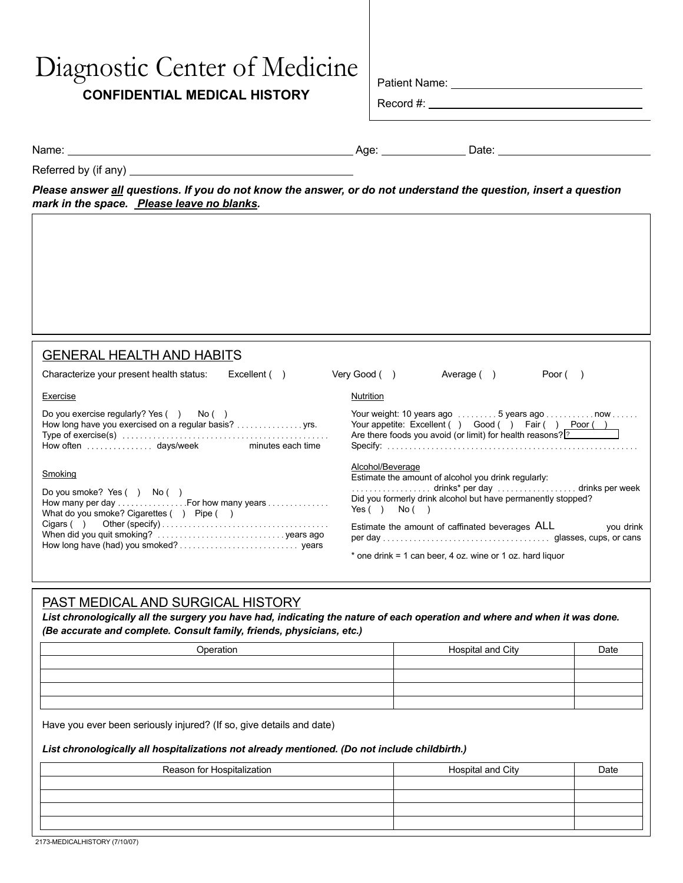# Diagnostic Center of Medicine

**CONFIDENTIAL MEDICAL HISTORY**

Patient Name: ______________________________

Record #: ______________________________

Name: ______________________________ Age: __________ Date: ______________

Referred by (if any) ______________________________

***Please answer all questions. If you do not know the answer, or do not understand the question, insert a question mark in the space. Please leave no blanks.***

## GENERAL HEALTH AND HABITS

Characterize your present health status: Excellent ( ) Very Good ( ) Average ( ) Poor ( )

### Exercise

Do you exercise regularly? Yes ( ) No ( )

How long have you exercised on a regular basis? ............... yrs.

Type of exercise(s) ...............................................

How often .............. days/week minutes each time

### Smoking

Do you smoke? Yes ( ) No ( )

How many per day ................For how many years .............

What do you smoke? Cigarettes ( ) Pipe ( )

Cigars ( ) Other (specify) .....................................

When did you quit smoking? ............................ years ago

How long have (had) you smoked? .......................... years

### Nutrition

Your weight: 10 years ago ......... 5 years ago ........... now ......

Your appetite: Excellent ( ) Good ( ) Fair ( ) Poor ( )

Are there foods you avoid (or limit) for health reasons? ?

Specify: ........................................................

### Alcohol/Beverage

Estimate the amount of alcohol you drink regularly:

.................. drinks* per day ................. drinks per week

Did you formerly drink alcohol but have permanently stopped?

Yes ( ) No ( )

Estimate the amount of caffinated beverages ALL you drink per day ..................................... glasses, cups, or cans

\* one drink = 1 can beer, 4 oz. wine or 1 oz. hard liquor

## PAST MEDICAL AND SURGICAL HISTORY

***List chronologically all the surgery you have had, indicating the nature of each operation and where and when it was done. (Be accurate and complete. Consult family, friends, physicians, etc.)***

| Operation | Hospital and City | Date |
|---|---|---|
| | | |
| | | |
| | | |
| | | |

Have you ever been seriously injured? (If so, give details and date)

***List chronologically all hospitalizations not already mentioned. (Do not include childbirth.)***

| Reason for Hospitalization | Hospital and City | Date |
|---|---|---|
| | | |
| | | |
| | | |
| | | |

2173-MEDICALHISTORY (7/10/07)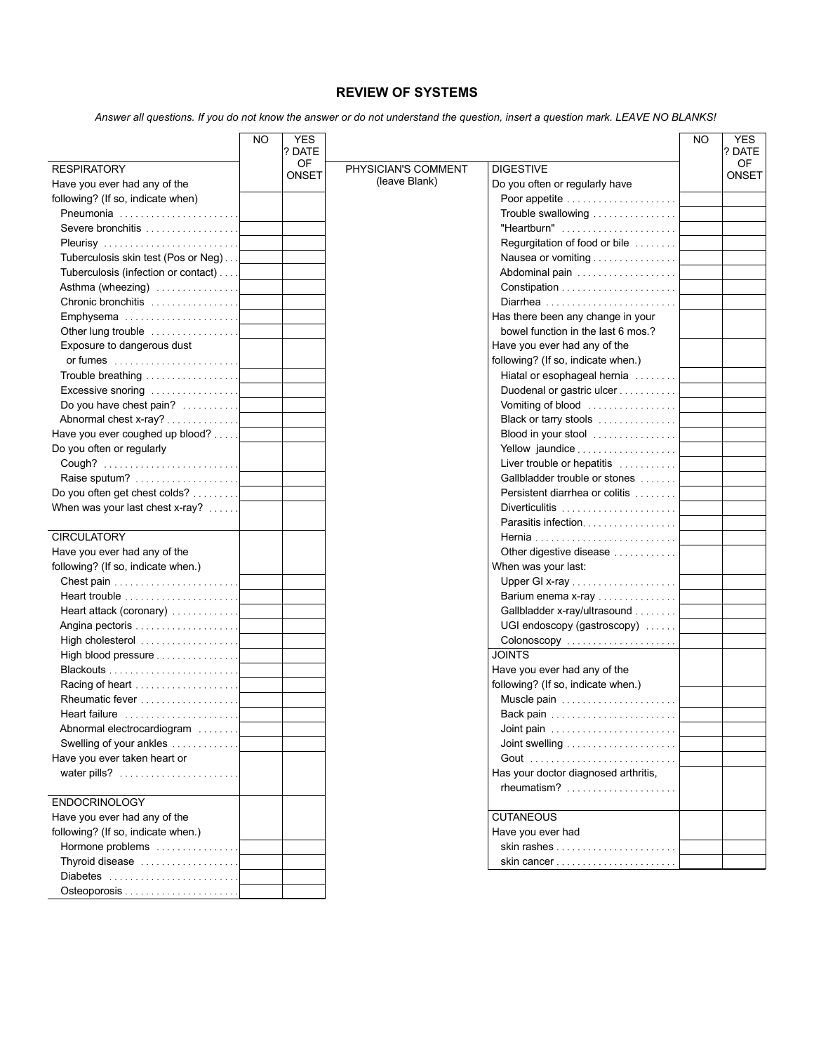## REVIEW OF SYSTEMS

*Answer all questions. If you do not know the answer or do not understand the question, insert a question mark. LEAVE NO BLANKS!*

| | NO | YES ? DATE OF ONSET | PHYSICIAN'S COMMENT (leave Blank) |
|---|---|---|---|
| **RESPIRATORY** | | | |
| Have you ever had any of the following? (If so, indicate when) | | | |
| Pneumonia | | | |
| Severe bronchitis | | | |
| Pleurisy | | | |
| Tuberculosis skin test (Pos or Neg) | | | |
| Tuberculosis (infection or contact) | | | |
| Asthma (wheezing) | | | |
| Chronic bronchitis | | | |
| Emphysema | | | |
| Other lung trouble | | | |
| Exposure to dangerous dust or fumes | | | |
| Trouble breathing | | | |
| Excessive snoring | | | |
| Do you have chest pain? | | | |
| Abnormal chest x-ray? | | | |
| Have you ever coughed up blood? | | | |
| Do you often or regularly | | | |
| Cough? | | | |
| Raise sputum? | | | |
| Do you often get chest colds? | | | |
| When was your last chest x-ray? | | | |
| **CIRCULATORY** | | | |
| Have you ever had any of the following? (If so, indicate when.) | | | |
| Chest pain | | | |
| Heart trouble | | | |
| Heart attack (coronary) | | | |
| Angina pectoris | | | |
| High cholesterol | | | |
| High blood pressure | | | |
| Blackouts | | | |
| Racing of heart | | | |
| Rheumatic fever | | | |
| Heart failure | | | |
| Abnormal electrocardiogram | | | |
| Swelling of your ankles | | | |
| Have you ever taken heart or water pills? | | | |
| **ENDOCRINOLOGY** | | | |
| Have you ever had any of the following? (If so, indicate when.) | | | |
| Hormone problems | | | |
| Thyroid disease | | | |
| Diabetes | | | |
| Osteoporosis | | | |

| | NO | YES ? DATE OF ONSET |
|---|---|---|
| **DIGESTIVE** | | |
| Do you often or regularly have | | |
| Poor appetite | | |
| Trouble swallowing | | |
| "Heartburn" | | |
| Regurgitation of food or bile | | |
| Nausea or vomiting | | |
| Abdominal pain | | |
| Constipation | | |
| Diarrhea | | |
| Has there been any change in your bowel function in the last 6 mos.? | | |
| Have you ever had any of the following? (If so, indicate when.) | | |
| Hiatal or esophageal hernia | | |
| Duodenal or gastric ulcer | | |
| Vomiting of blood | | |
| Black or tarry stools | | |
| Blood in your stool | | |
| Yellow jaundice | | |
| Liver trouble or hepatitis | | |
| Gallbladder trouble or stones | | |
| Persistent diarrhea or colitis | | |
| Diverticulitis | | |
| Parasitis infection. | | |
| Hernia | | |
| Other digestive disease | | |
| When was your last: | | |
| Upper GI x-ray | | |
| Barium enema x-ray | | |
| Gallbladder x-ray/ultrasound | | |
| UGI endoscopy (gastroscopy) | | |
| Colonoscopy | | |
| **JOINTS** | | |
| Have you ever had any of the following? (If so, indicate when.) | | |
| Muscle pain | | |
| Back pain | | |
| Joint pain | | |
| Joint swelling | | |
| Gout | | |
| Has your doctor diagnosed arthritis, rheumatism? | | |
| **CUTANEOUS** | | |
| Have you ever had | | |
| skin rashes | | |
| skin cancer | | |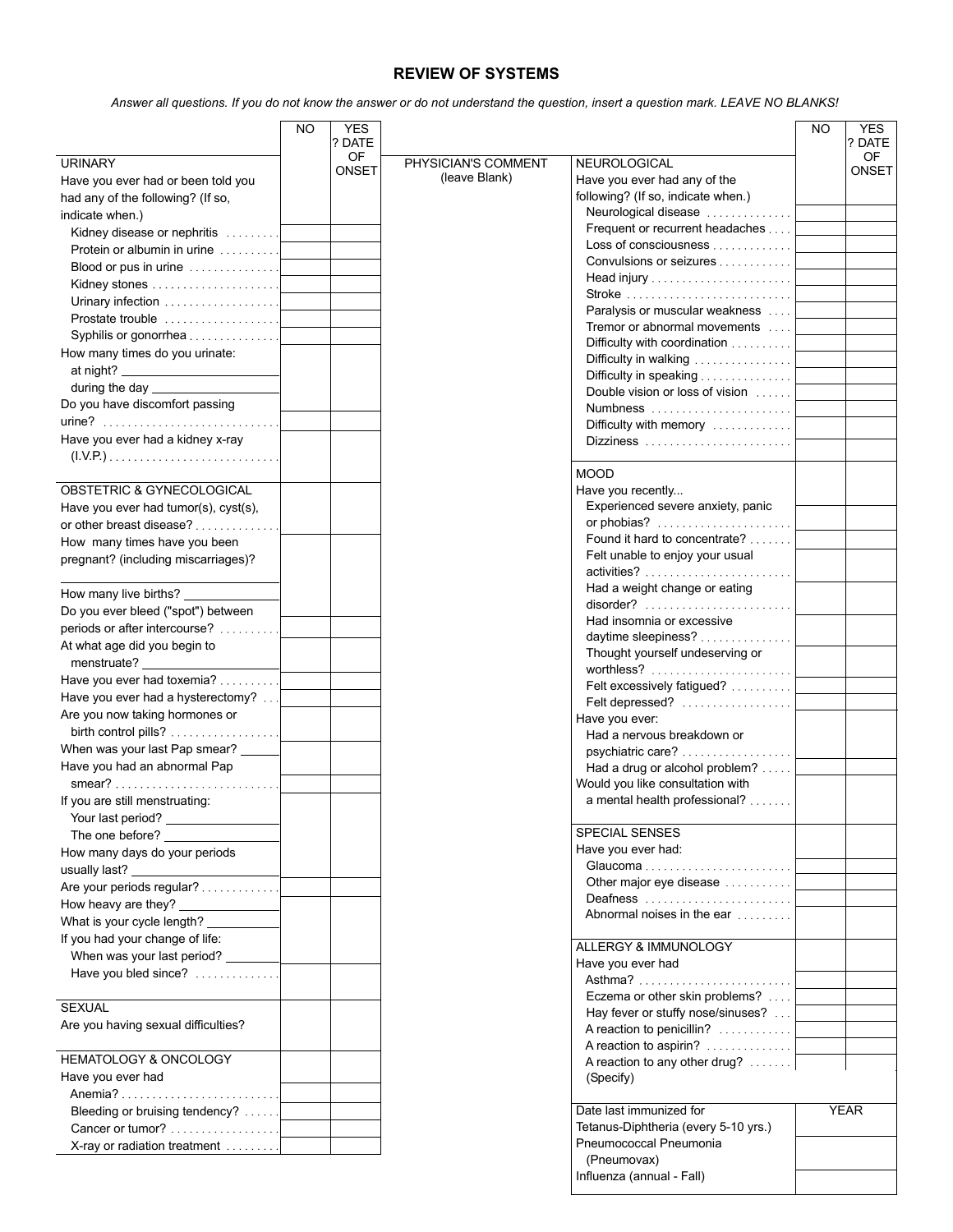# REVIEW OF SYSTEMS

*Answer all questions. If you do not know the answer or do not understand the question, insert a question mark. LEAVE NO BLANKS!*

| | NO | YES ? DATE OF ONSET | PHYSICIAN'S COMMENT (leave Blank) |
|---|---|---|---|
| **URINARY** | | | |
| Have you ever had or been told you had any of the following? (If so, indicate when.) | | | |
| Kidney disease or nephritis | | | |
| Protein or albumin in urine | | | |
| Blood or pus in urine | | | |
| Kidney stones | | | |
| Urinary infection | | | |
| Prostate trouble | | | |
| Syphilis or gonorrhea | | | |
| How many times do you urinate: at night? ______ during the day ______ | | | |
| Do you have discomfort passing urine? | | | |
| Have you ever had a kidney x-ray (I.V.P.) | | | |
| **OBSTETRIC & GYNECOLOGICAL** | | | |
| Have you ever had tumor(s), cyst(s), or other breast disease? | | | |
| How many times have you been pregnant? (including miscarriages)? | | | |
| How many live births? ______ | | | |
| Do you ever bleed ("spot") between periods or after intercourse? | | | |
| At what age did you begin to menstruate? ______ | | | |
| Have you ever had toxemia? | | | |
| Have you ever had a hysterectomy? | | | |
| Are you now taking hormones or birth control pills? | | | |
| When was your last Pap smear? ______ | | | |
| Have you had an abnormal Pap smear? | | | |
| If you are still menstruating: Your last period? ______ The one before? ______ | | | |
| How many days do your periods usually last? ______ | | | |
| Are your periods regular? | | | |
| How heavy are they? ______ | | | |
| What is your cycle length? ______ | | | |
| If you had your change of life: When was your last period? ______ | | | |
| Have you bled since? | | | |
| **SEXUAL** | | | |
| Are you having sexual difficulties? | | | |
| **HEMATOLOGY & ONCOLOGY** | | | |
| Have you ever had | | | |
| Anemia? | | | |
| Bleeding or bruising tendency? | | | |
| Cancer or tumor? | | | |
| X-ray or radiation treatment | | | |

| | NO | YES ? DATE OF ONSET |
|---|---|---|
| **NEUROLOGICAL** | | |
| Have you ever had any of the following? (If so, indicate when.) | | |
| Neurological disease | | |
| Frequent or recurrent headaches | | |
| Loss of consciousness | | |
| Convulsions or seizures | | |
| Head injury | | |
| Stroke | | |
| Paralysis or muscular weakness | | |
| Tremor or abnormal movements | | |
| Difficulty with coordination | | |
| Difficulty in walking | | |
| Difficulty in speaking | | |
| Double vision or loss of vision | | |
| Numbness | | |
| Difficulty with memory | | |
| Dizziness | | |
| **MOOD** | | |
| Have you recently... | | |
| Experienced severe anxiety, panic or phobias? | | |
| Found it hard to concentrate? | | |
| Felt unable to enjoy your usual activities? | | |
| Had a weight change or eating disorder? | | |
| Had insomnia or excessive daytime sleepiness? | | |
| Thought yourself undeserving or worthless? | | |
| Felt excessively fatigued? | | |
| Felt depressed? | | |
| Have you ever: | | |
| Had a nervous breakdown or psychiatric care? | | |
| Had a drug or alcohol problem? | | |
| Would you like consultation with a mental health professional? | | |
| **SPECIAL SENSES** | | |
| Have you ever had: | | |
| Glaucoma | | |
| Other major eye disease | | |
| Deafness | | |
| Abnormal noises in the ear | | |
| **ALLERGY & IMMUNOLOGY** | | |
| Have you ever had | | |
| Asthma? | | |
| Eczema or other skin problems? | | |
| Hay fever or stuffy nose/sinuses? | | |
| A reaction to penicillin? | | |
| A reaction to aspirin? | | |
| A reaction to any other drug? (Specify) | | |

| Date last immunized for | YEAR |
|---|---|
| Tetanus-Diphtheria (every 5-10 yrs.) | |
| Pneumococcal Pneumonia (Pneumovax) | |
| Influenza (annual - Fall) | |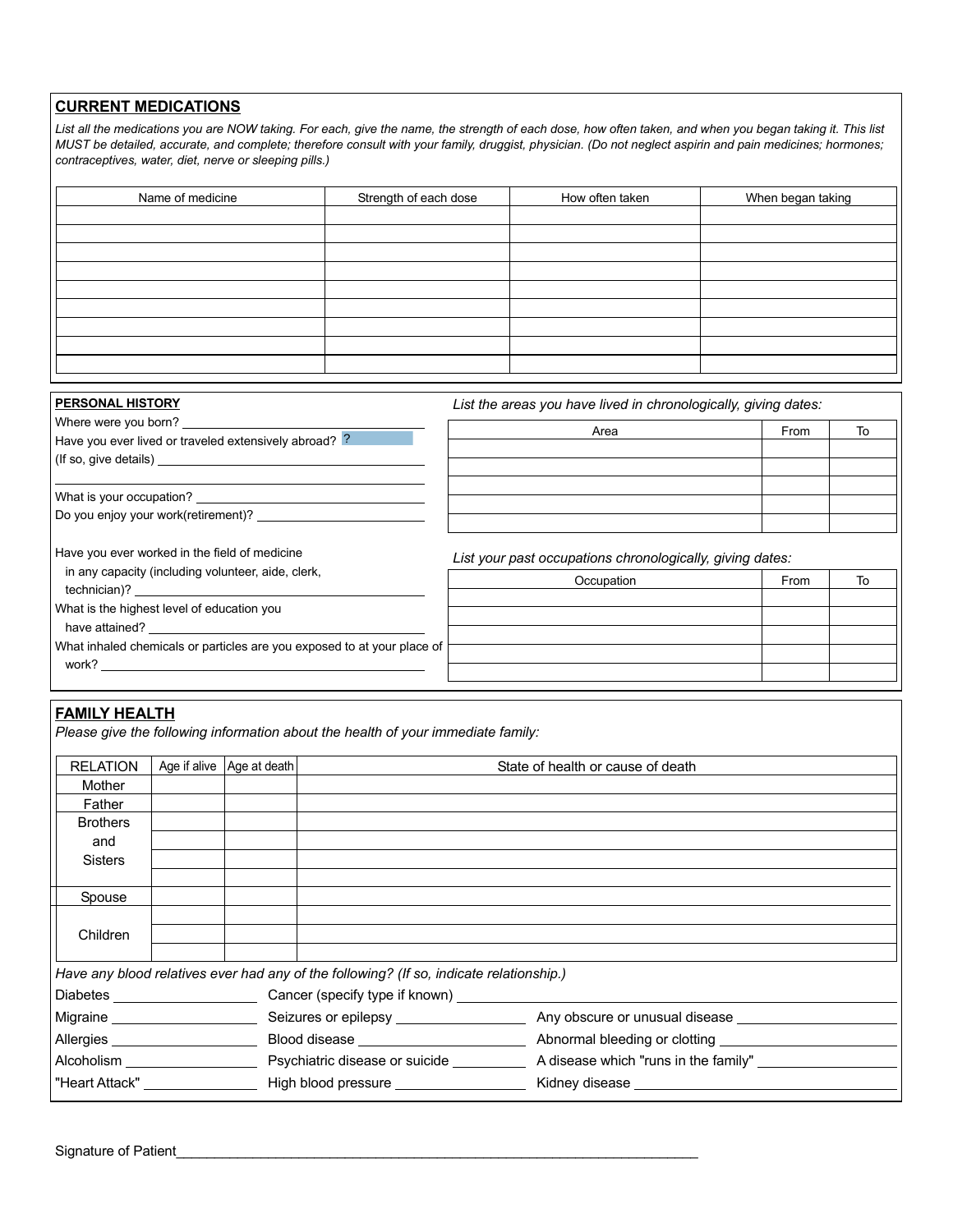## CURRENT MEDICATIONS

*List all the medications you are NOW taking. For each, give the name, the strength of each dose, how often taken, and when you began taking it. This list MUST be detailed, accurate, and complete; therefore consult with your family, druggist, physician. (Do not neglect aspirin and pain medicines; hormones; contraceptives, water, diet, nerve or sleeping pills.)*

| Name of medicine | Strength of each dose | How often taken | When began taking |
|---|---|---|---|
| | | | |
| | | | |
| | | | |
| | | | |
| | | | |
| | | | |
| | | | |
| | | | |
| | | | |

**PERSONAL HISTORY**

Where were you born? ____________________

Have you ever lived or traveled extensively abroad? ?

(If so, give details) ____________________

What is your occupation? ____________________

Do you enjoy your work(retirement)? ____________________

Have you ever worked in the field of medicine in any capacity (including volunteer, aide, clerk, technician)? ____________________

What is the highest level of education you have attained? ____________________

What inhaled chemicals or particles are you exposed to at your place of work? ____________________

*List the areas you have lived in chronologically, giving dates:*

| Area | From | To |
|---|---|---|
| | | |
| | | |
| | | |
| | | |
| | | |

*List your past occupations chronologically, giving dates:*

| Occupation | From | To |
|---|---|---|
| | | |
| | | |
| | | |
| | | |
| | | |

## FAMILY HEALTH

*Please give the following information about the health of your immediate family:*

| RELATION | Age if alive | Age at death | State of health or cause of death |
|---|---|---|---|
| Mother | | | |
| Father | | | |
| Brothers and Sisters | | | |
| | | | |
| | | | |
| | | | |
| Spouse | | | |
| Children | | | |
| | | | |
| | | | |

*Have any blood relatives ever had any of the following? (If so, indicate relationship.)*

Diabetes ____________ Cancer (specify type if known) ____________

Migraine ____________ Seizures or epilepsy ____________ Any obscure or unusual disease ____________

Allergies ____________ Blood disease ____________ Abnormal bleeding or clotting ____________

Alcoholism ____________ Psychiatric disease or suicide ____________ A disease which "runs in the family" ____________

"Heart Attack" ____________ High blood pressure ____________ Kidney disease ____________

Signature of Patient____________________________________________